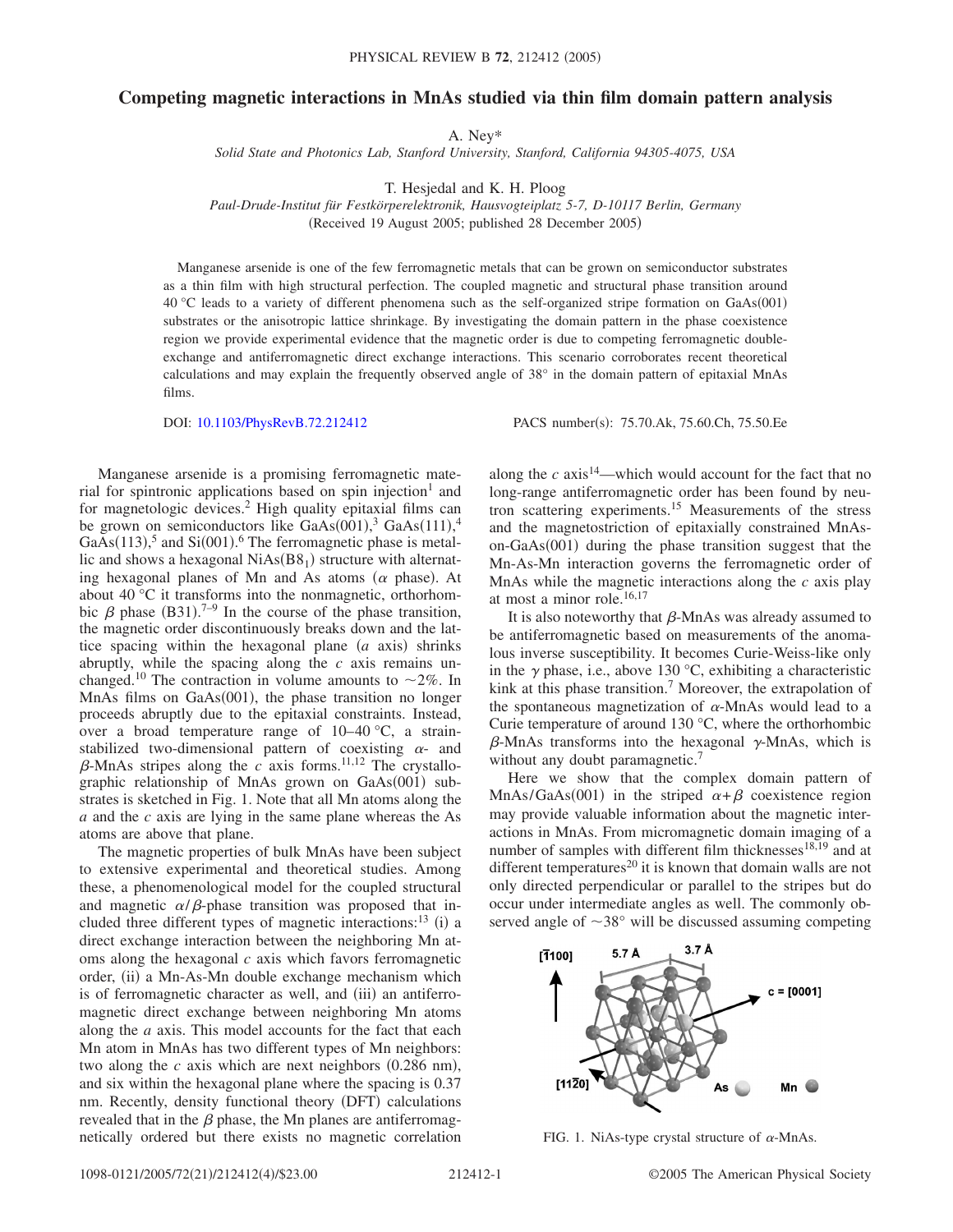# Competing magnetic interactions in MnAs studied via thin film domain pattern analysis

A. Ney*

*Solid State and Photonics Lab, Stanford University, Stanford, California 94305-4075, USA*

T. Hesjedal and K. H. Ploog

*Paul-Drude-Institut für Festkörperelektronik, Hausvogteiplatz 5-7, D-10117 Berlin, Germany*

(Received 19 August 2005; published 28 December 2005)

Manganese arsenide is one of the few ferromagnetic metals that can be grown on semiconductor substrates as a thin film with high structural perfection. The coupled magnetic and structural phase transition around 40 °C leads to a variety of different phenomena such as the self-organized stripe formation on GaAs(001) substrates or the anisotropic lattice shrinkage. By investigating the domain pattern in the phase coexistence region we provide experimental evidence that the magnetic order is due to competing ferromagnetic double-exchange and antiferromagnetic direct exchange interactions. This scenario corroborates recent theoretical calculations and may explain the frequently observed angle of 38° in the domain pattern of epitaxial MnAs films.

DOI: 10.1103/PhysRevB.72.212412 PACS number(s): 75.70.Ak, 75.60.Ch, 75.50.Ee

Manganese arsenide is a promising ferromagnetic material for spintronic applications based on spin injection[1] and for magnetologic devices.[2] High quality epitaxial films can be grown on semiconductors like GaAs(001),[3] GaAs(111),[4] GaAs(113),[5] and Si(001).[6] The ferromagnetic phase is metallic and shows a hexagonal NiAs($B8_1$) structure with alternating hexagonal planes of Mn and As atoms ($\alpha$ phase). At about 40 °C it transforms into the nonmagnetic, orthorhombic $\beta$ phase (B31).[7–9] In the course of the phase transition, the magnetic order discontinuously breaks down and the lattice spacing within the hexagonal plane ($a$ axis) shrinks abruptly, while the spacing along the $c$ axis remains unchanged.[10] The contraction in volume amounts to ~2%. In MnAs films on GaAs(001), the phase transition no longer proceeds abruptly due to the epitaxial constraints. Instead, over a broad temperature range of 10–40 °C, a strain-stabilized two-dimensional pattern of coexisting $\alpha$- and $\beta$-MnAs stripes along the $c$ axis forms.[11,12] The crystallographic relationship of MnAs grown on GaAs(001) substrates is sketched in Fig. 1. Note that all Mn atoms along the $a$ and the $c$ axis are lying in the same plane whereas the As atoms are above that plane.

The magnetic properties of bulk MnAs have been subject to extensive experimental and theoretical studies. Among these, a phenomenological model for the coupled structural and magnetic $\alpha/\beta$-phase transition was proposed that included three different types of magnetic interactions:[13] (i) a direct exchange interaction between the neighboring Mn atoms along the hexagonal $c$ axis which favors ferromagnetic order, (ii) a Mn-As-Mn double exchange mechanism which is of ferromagnetic character as well, and (iii) an antiferromagnetic direct exchange between neighboring Mn atoms along the $a$ axis. This model accounts for the fact that each Mn atom in MnAs has two different types of Mn neighbors: two along the $c$ axis which are next neighbors (0.286 nm), and six within the hexagonal plane where the spacing is 0.37 nm. Recently, density functional theory (DFT) calculations revealed that in the $\beta$ phase, the Mn planes are antiferromagnetically ordered but there exists no magnetic correlation along the $c$ axis[14]—which would account for the fact that no long-range antiferromagnetic order has been found by neutron scattering experiments.[15] Measurements of the stress and the magnetostriction of epitaxially constrained MnAs-on-GaAs(001) during the phase transition suggest that the Mn-As-Mn interaction governs the ferromagnetic order of MnAs while the magnetic interactions along the $c$ axis play at most a minor role.[16,17]

It is also noteworthy that $\beta$-MnAs was already assumed to be antiferromagnetic based on measurements of the anomalous inverse susceptibility. It becomes Curie-Weiss-like only in the $\gamma$ phase, i.e., above 130 °C, exhibiting a characteristic kink at this phase transition.[7] Moreover, the extrapolation of the spontaneous magnetization of $\alpha$-MnAs would lead to a Curie temperature of around 130 °C, where the orthorhombic $\beta$-MnAs transforms into the hexagonal $\gamma$-MnAs, which is without any doubt paramagnetic.[7]

Here we show that the complex domain pattern of MnAs/GaAs(001) in the striped $\alpha+\beta$ coexistence region may provide valuable information about the magnetic interactions in MnAs. From micromagnetic domain imaging of a number of samples with different film thicknesses[18,19] and at different temperatures[20] it is known that domain walls are not only directed perpendicular or parallel to the stripes but do occur under intermediate angles as well. The commonly observed angle of ~38° will be discussed assuming competing

FIG. 1. NiAs-type crystal structure of $\alpha$-MnAs.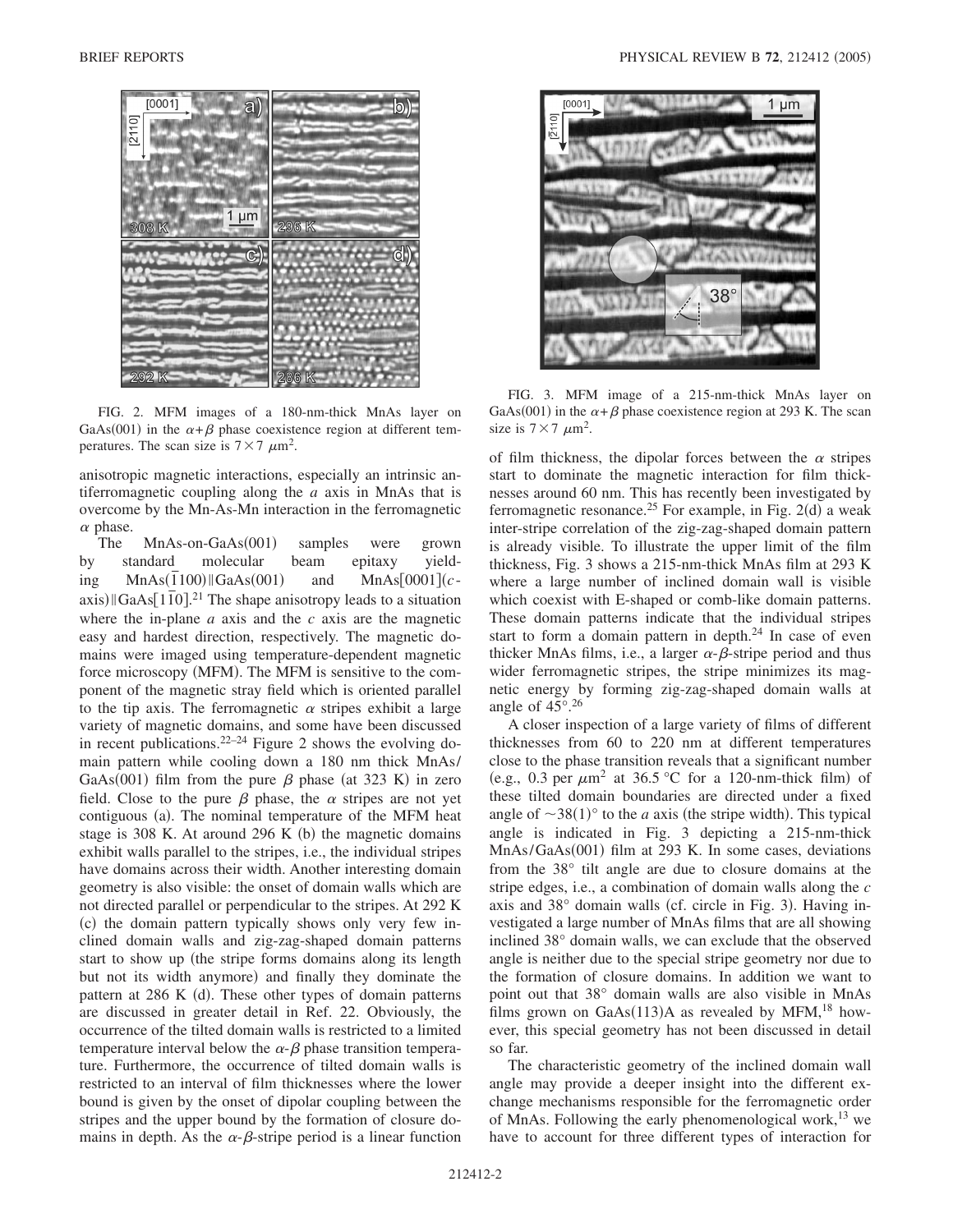FIG. 2. MFM images of a 180-nm-thick MnAs layer on GaAs(001) in the $\alpha+\beta$ phase coexistence region at different temperatures. The scan size is $7\times7$ $\mu$m$^2$.

anisotropic magnetic interactions, especially an intrinsic antiferromagnetic coupling along the $a$ axis in MnAs that is overcome by the Mn-As-Mn interaction in the ferromagnetic $\alpha$ phase.

The MnAs-on-GaAs(001) samples were grown by standard molecular beam epitaxy yielding MnAs$(\bar{1}100)\|$GaAs(001) and MnAs[0001]($c$-axis)$\|$GaAs$[1\bar{1}0]$.[21] The shape anisotropy leads to a situation where the in-plane $a$ axis and the $c$ axis are the magnetic easy and hardest direction, respectively. The magnetic domains were imaged using temperature-dependent magnetic force microscopy (MFM). The MFM is sensitive to the component of the magnetic stray field which is oriented parallel to the tip axis. The ferromagnetic $\alpha$ stripes exhibit a large variety of magnetic domains, and some have been discussed in recent publications.[22–24] Figure 2 shows the evolving domain pattern while cooling down a 180 nm thick MnAs/GaAs(001) film from the pure $\beta$ phase (at 323 K) in zero field. Close to the pure $\beta$ phase, the $\alpha$ stripes are not yet contiguous (a). The nominal temperature of the MFM heat stage is 308 K. At around 296 K (b) the magnetic domains exhibit walls parallel to the stripes, i.e., the individual stripes have domains across their width. Another interesting domain geometry is also visible: the onset of domain walls which are not directed parallel or perpendicular to the stripes. At 292 K (c) the domain pattern typically shows only very few inclined domain walls and zig-zag-shaped domain patterns start to show up (the stripe forms domains along its length but not its width anymore) and finally they dominate the pattern at 286 K (d). These other types of domain patterns are discussed in greater detail in Ref. 22. Obviously, the occurrence of the tilted domain walls is restricted to a limited temperature interval below the $\alpha$-$\beta$ phase transition temperature. Furthermore, the occurrence of tilted domain walls is restricted to an interval of film thicknesses where the lower bound is given by the onset of dipolar coupling between the stripes and the upper bound by the formation of closure domains in depth. As the $\alpha$-$\beta$-stripe period is a linear function of film thickness, the dipolar forces between the $\alpha$ stripes start to dominate the magnetic interaction for film thicknesses around 60 nm. This has recently been investigated by ferromagnetic resonance.[25] For example, in Fig. 2(d) a weak inter-stripe correlation of the zig-zag-shaped domain pattern is already visible. To illustrate the upper limit of the film thickness, Fig. 3 shows a 215-nm-thick MnAs film at 293 K where a large number of inclined domain wall is visible which coexist with E-shaped or comb-like domain patterns. These domain patterns indicate that the individual stripes start to form a domain pattern in depth.[24] In case of even thicker MnAs films, i.e., a larger $\alpha$-$\beta$-stripe period and thus wider ferromagnetic stripes, the stripe minimizes its magnetic energy by forming zig-zag-shaped domain walls at angle of 45°.[26]

FIG. 3. MFM image of a 215-nm-thick MnAs layer on GaAs(001) in the $\alpha+\beta$ phase coexistence region at 293 K. The scan size is $7\times7$ $\mu$m$^2$.

A closer inspection of a large variety of films of different thicknesses from 60 to 220 nm at different temperatures close to the phase transition reveals that a significant number (e.g., 0.3 per $\mu$m$^2$ at 36.5 °C for a 120-nm-thick film) of these tilted domain boundaries are directed under a fixed angle of $\sim$38(1)° to the $a$ axis (the stripe width). This typical angle is indicated in Fig. 3 depicting a 215-nm-thick MnAs/GaAs(001) film at 293 K. In some cases, deviations from the 38° tilt angle are due to closure domains at the stripe edges, i.e., a combination of domain walls along the $c$ axis and 38° domain walls (cf. circle in Fig. 3). Having investigated a large number of MnAs films that are all showing inclined 38° domain walls, we can exclude that the observed angle is neither due to the special stripe geometry nor due to the formation of closure domains. In addition we want to point out that 38° domain walls are also visible in MnAs films grown on GaAs(113)A as revealed by MFM,[18] however, this special geometry has not been discussed in detail so far.

The characteristic geometry of the inclined domain wall angle may provide a deeper insight into the different exchange mechanisms responsible for the ferromagnetic order of MnAs. Following the early phenomenological work,[13] we have to account for three different types of interaction for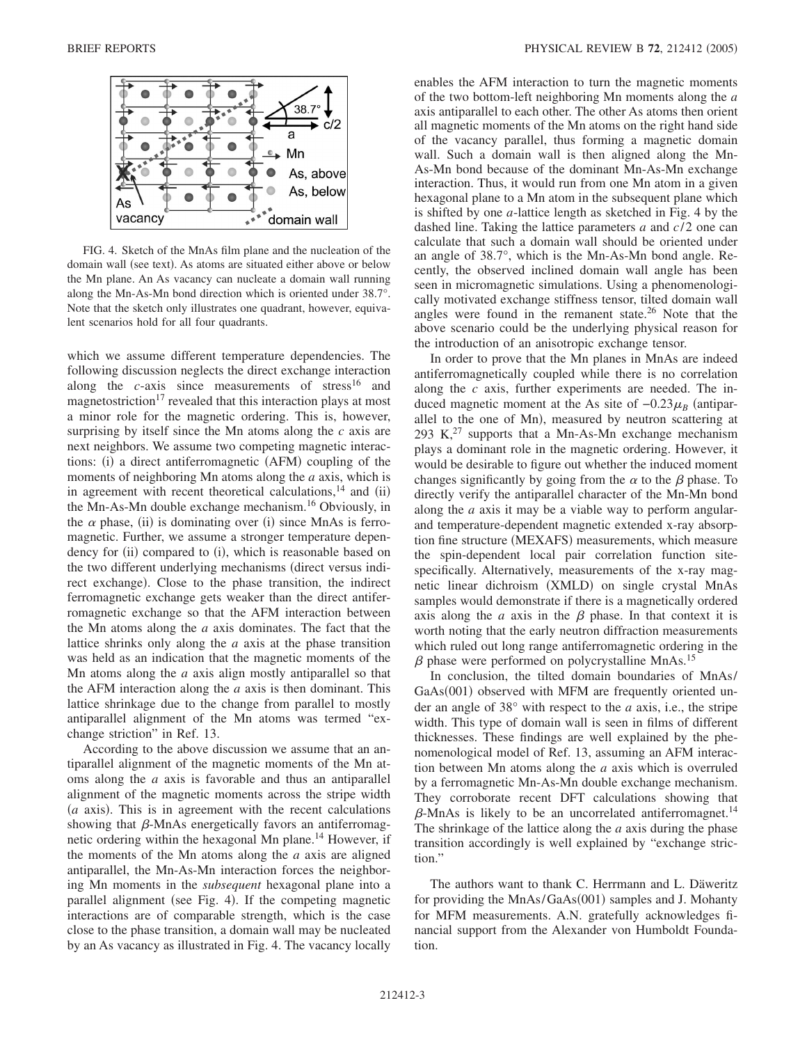FIG. 4. Sketch of the MnAs film plane and the nucleation of the domain wall (see text). As atoms are situated either above or below the Mn plane. An As vacancy can nucleate a domain wall running along the Mn-As-Mn bond direction which is oriented under 38.7°. Note that the sketch only illustrates one quadrant, however, equivalent scenarios hold for all four quadrants.

which we assume different temperature dependencies. The following discussion neglects the direct exchange interaction along the *c*-axis since measurements of stress[16] and magnetostriction[17] revealed that this interaction plays at most a minor role for the magnetic ordering. This is, however, surprising by itself since the Mn atoms along the *c* axis are next neighbors. We assume two competing magnetic interactions: (i) a direct antiferromagnetic (AFM) coupling of the moments of neighboring Mn atoms along the *a* axis, which is in agreement with recent theoretical calculations,[14] and (ii) the Mn-As-Mn double exchange mechanism.[16] Obviously, in the $\alpha$ phase, (ii) is dominating over (i) since MnAs is ferromagnetic. Further, we assume a stronger temperature dependency for (ii) compared to (i), which is reasonable based on the two different underlying mechanisms (direct versus indirect exchange). Close to the phase transition, the indirect ferromagnetic exchange gets weaker than the direct antiferromagnetic exchange so that the AFM interaction between the Mn atoms along the *a* axis dominates. The fact that the lattice shrinks only along the *a* axis at the phase transition was held as an indication that the magnetic moments of the Mn atoms along the *a* axis align mostly antiparallel so that the AFM interaction along the *a* axis is then dominant. This lattice shrinkage due to the change from parallel to mostly antiparallel alignment of the Mn atoms was termed "exchange striction" in Ref. 13.

According to the above discussion we assume that an antiparallel alignment of the magnetic moments of the Mn atoms along the *a* axis is favorable and thus an antiparallel alignment of the magnetic moments across the stripe width (*a* axis). This is in agreement with the recent calculations showing that $\beta$-MnAs energetically favors an antiferromagnetic ordering within the hexagonal Mn plane.[14] However, if the moments of the Mn atoms along the *a* axis are aligned antiparallel, the Mn-As-Mn interaction forces the neighboring Mn moments in the *subsequent* hexagonal plane into a parallel alignment (see Fig. 4). If the competing magnetic interactions are of comparable strength, which is the case close to the phase transition, a domain wall may be nucleated by an As vacancy as illustrated in Fig. 4. The vacancy locally enables the AFM interaction to turn the magnetic moments of the two bottom-left neighboring Mn moments along the *a* axis antiparallel to each other. The other As atoms then orient all magnetic moments of the Mn atoms on the right hand side of the vacancy parallel, thus forming a magnetic domain wall. Such a domain wall is then aligned along the Mn-As-Mn bond because of the dominant Mn-As-Mn exchange interaction. Thus, it would run from one Mn atom in a given hexagonal plane to a Mn atom in the subsequent plane which is shifted by one *a*-lattice length as sketched in Fig. 4 by the dashed line. Taking the lattice parameters *a* and $c/2$ one can calculate that such a domain wall should be oriented under an angle of 38.7°, which is the Mn-As-Mn bond angle. Recently, the observed inclined domain wall angle has been seen in micromagnetic simulations. Using a phenomenologically motivated exchange stiffness tensor, tilted domain wall angles were found in the remanent state.[26] Note that the above scenario could be the underlying physical reason for the introduction of an anisotropic exchange tensor.

In order to prove that the Mn planes in MnAs are indeed antiferromagnetically coupled while there is no correlation along the *c* axis, further experiments are needed. The induced magnetic moment at the As site of $-0.23\mu_B$ (antiparallel to the one of Mn), measured by neutron scattering at 293 K,[27] supports that a Mn-As-Mn exchange mechanism plays a dominant role in the magnetic ordering. However, it would be desirable to figure out whether the induced moment changes significantly by going from the $\alpha$ to the $\beta$ phase. To directly verify the antiparallel character of the Mn-Mn bond along the *a* axis it may be a viable way to perform angular- and temperature-dependent magnetic extended x-ray absorption fine structure (MEXAFS) measurements, which measure the spin-dependent local pair correlation function site-specifically. Alternatively, measurements of the x-ray magnetic linear dichroism (XMLD) on single crystal MnAs samples would demonstrate if there is a magnetically ordered axis along the *a* axis in the $\beta$ phase. In that context it is worth noting that the early neutron diffraction measurements which ruled out long range antiferromagnetic ordering in the $\beta$ phase were performed on polycrystalline MnAs.[15]

In conclusion, the tilted domain boundaries of MnAs/GaAs(001) observed with MFM are frequently oriented under an angle of 38° with respect to the *a* axis, i.e., the stripe width. This type of domain wall is seen in films of different thicknesses. These findings are well explained by the phenomenological model of Ref. 13, assuming an AFM interaction between Mn atoms along the *a* axis which is overruled by a ferromagnetic Mn-As-Mn double exchange mechanism. They corroborate recent DFT calculations showing that $\beta$-MnAs is likely to be an uncorrelated antiferromagnet.[14] The shrinkage of the lattice along the *a* axis during the phase transition accordingly is well explained by "exchange striction."

The authors want to thank C. Herrmann and L. Däweritz for providing the MnAs/GaAs(001) samples and J. Mohanty for MFM measurements. A.N. gratefully acknowledges financial support from the Alexander von Humboldt Foundation.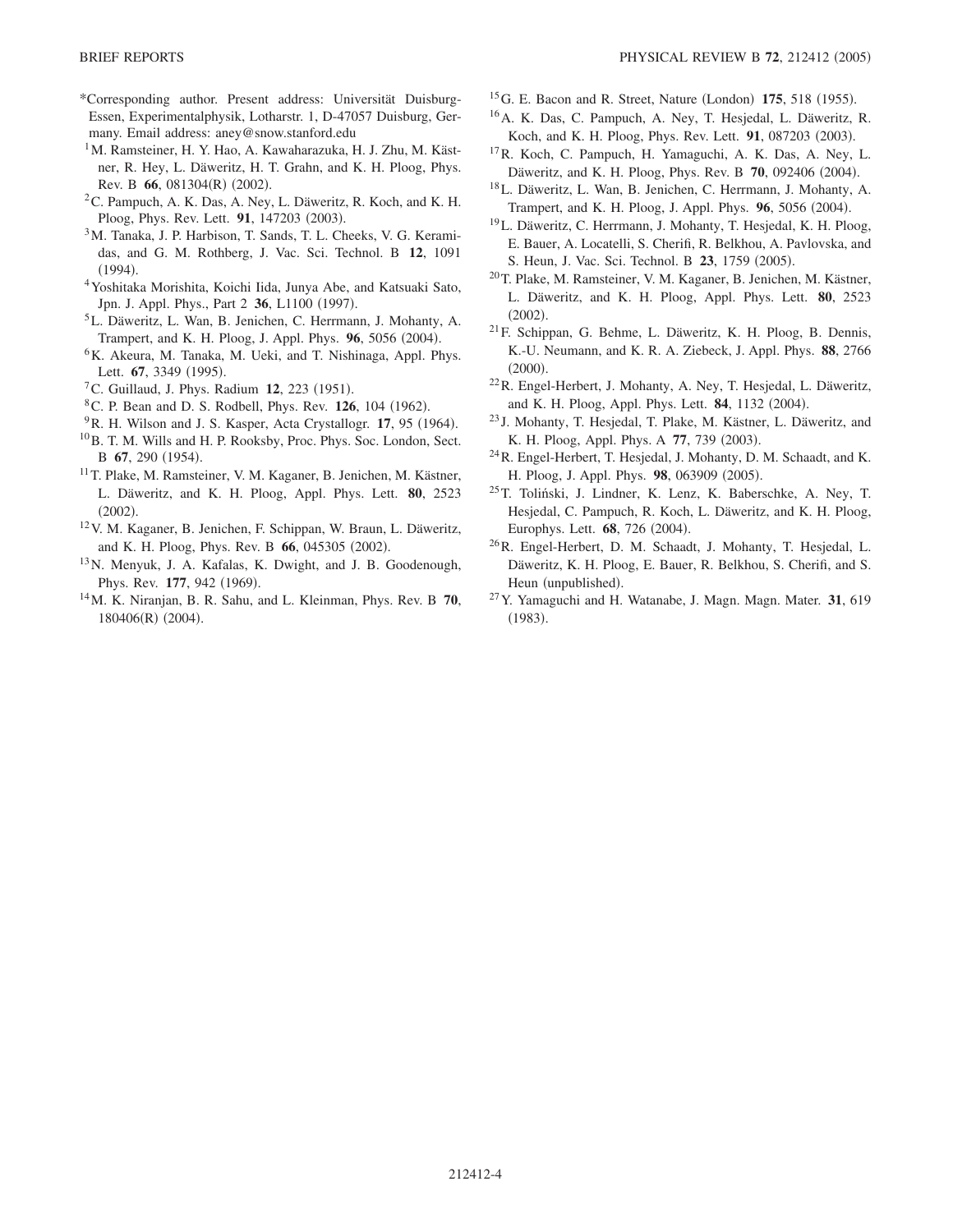*Corresponding author. Present address: Universität Duisburg-Essen, Experimentalphysik, Lotharstr. 1, D-47057 Duisburg, Germany. Email address: aney@snow.stanford.edu

[1] M. Ramsteiner, H. Y. Hao, A. Kawaharazuka, H. J. Zhu, M. Kästner, R. Hey, L. Däweritz, H. T. Grahn, and K. H. Ploog, Phys. Rev. B **66**, 081304(R) (2002).

[2] C. Pampuch, A. K. Das, A. Ney, L. Däweritz, R. Koch, and K. H. Ploog, Phys. Rev. Lett. **91**, 147203 (2003).

[3] M. Tanaka, J. P. Harbison, T. Sands, T. L. Cheeks, V. G. Keramidas, and G. M. Rothberg, J. Vac. Sci. Technol. B **12**, 1091 (1994).

[4] Yoshitaka Morishita, Koichi Iida, Junya Abe, and Katsuaki Sato, Jpn. J. Appl. Phys., Part 2 **36**, L1100 (1997).

[5] L. Däweritz, L. Wan, B. Jenichen, C. Herrmann, J. Mohanty, A. Trampert, and K. H. Ploog, J. Appl. Phys. **96**, 5056 (2004).

[6] K. Akeura, M. Tanaka, M. Ueki, and T. Nishinaga, Appl. Phys. Lett. **67**, 3349 (1995).

[7] C. Guillaud, J. Phys. Radium **12**, 223 (1951).

[8] C. P. Bean and D. S. Rodbell, Phys. Rev. **126**, 104 (1962).

[9] R. H. Wilson and J. S. Kasper, Acta Crystallogr. **17**, 95 (1964).

[10] B. T. M. Wills and H. P. Rooksby, Proc. Phys. Soc. London, Sect. B **67**, 290 (1954).

[11] T. Plake, M. Ramsteiner, V. M. Kaganer, B. Jenichen, M. Kästner, L. Däweritz, and K. H. Ploog, Appl. Phys. Lett. **80**, 2523 (2002).

[12] V. M. Kaganer, B. Jenichen, F. Schippan, W. Braun, L. Däweritz, and K. H. Ploog, Phys. Rev. B **66**, 045305 (2002).

[13] N. Menyuk, J. A. Kafalas, K. Dwight, and J. B. Goodenough, Phys. Rev. **177**, 942 (1969).

[14] M. K. Niranjan, B. R. Sahu, and L. Kleinman, Phys. Rev. B **70**, 180406(R) (2004).

[15] G. E. Bacon and R. Street, Nature (London) **175**, 518 (1955).

[16] A. K. Das, C. Pampuch, A. Ney, T. Hesjedal, L. Däweritz, R. Koch, and K. H. Ploog, Phys. Rev. Lett. **91**, 087203 (2003).

[17] R. Koch, C. Pampuch, H. Yamaguchi, A. K. Das, A. Ney, L. Däweritz, and K. H. Ploog, Phys. Rev. B **70**, 092406 (2004).

[18] L. Däweritz, L. Wan, B. Jenichen, C. Herrmann, J. Mohanty, A. Trampert, and K. H. Ploog, J. Appl. Phys. **96**, 5056 (2004).

[19] L. Däweritz, C. Herrmann, J. Mohanty, T. Hesjedal, K. H. Ploog, E. Bauer, A. Locatelli, S. Cherifi, R. Belkhou, A. Pavlovska, and S. Heun, J. Vac. Sci. Technol. B **23**, 1759 (2005).

[20] T. Plake, M. Ramsteiner, V. M. Kaganer, B. Jenichen, M. Kästner, L. Däweritz, and K. H. Ploog, Appl. Phys. Lett. **80**, 2523 (2002).

[21] F. Schippan, G. Behme, L. Däweritz, K. H. Ploog, B. Dennis, K.-U. Neumann, and K. R. A. Ziebeck, J. Appl. Phys. **88**, 2766 (2000).

[22] R. Engel-Herbert, J. Mohanty, A. Ney, T. Hesjedal, L. Däweritz, and K. H. Ploog, Appl. Phys. Lett. **84**, 1132 (2004).

[23] J. Mohanty, T. Hesjedal, T. Plake, M. Kästner, L. Däweritz, and K. H. Ploog, Appl. Phys. A **77**, 739 (2003).

[24] R. Engel-Herbert, T. Hesjedal, J. Mohanty, D. M. Schaadt, and K. H. Ploog, J. Appl. Phys. **98**, 063909 (2005).

[25] T. Toliński, J. Lindner, K. Lenz, K. Baberschke, A. Ney, T. Hesjedal, C. Pampuch, R. Koch, L. Däweritz, and K. H. Ploog, Europhys. Lett. **68**, 726 (2004).

[26] R. Engel-Herbert, D. M. Schaadt, J. Mohanty, T. Hesjedal, L. Däweritz, K. H. Ploog, E. Bauer, R. Belkhou, S. Cherifi, and S. Heun (unpublished).

[27] Y. Yamaguchi and H. Watanabe, J. Magn. Magn. Mater. **31**, 619 (1983).